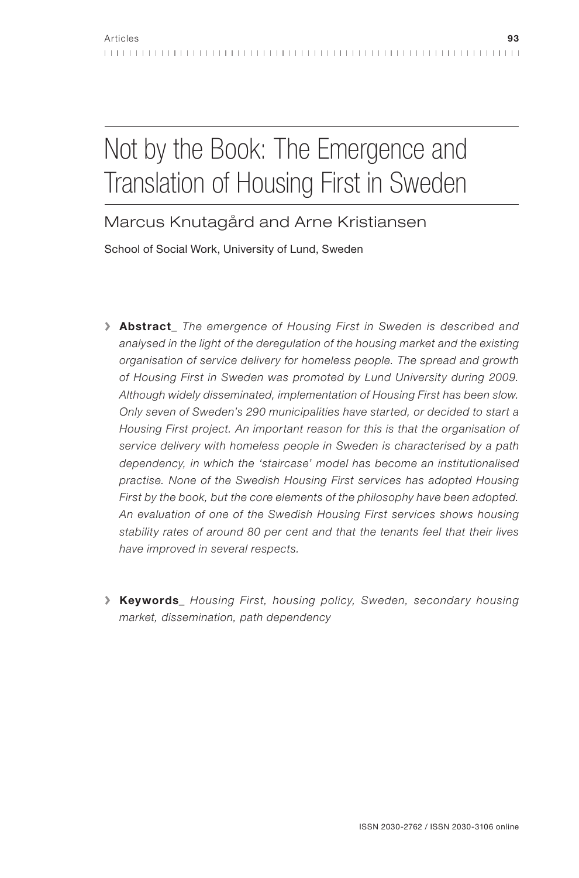# Not by the Book: The Emergence and Translation of Housing First in Sweden

## Marcus Knutagård and Arne Kristiansen

School of Social Work, University of Lund, Sweden

> **Abstract_** *The emergence of Housing First in Sweden is described and analysed in the light of the deregulation of the housing market and the existing organisation of service delivery for homeless people. The spread and growth of Housing First in Sweden was promoted by Lund University during 2009. Although widely disseminated, implementation of Housing First has been slow. Only seven of Sweden's 290 municipalities have started, or decided to start a Housing First project. An important reason for this is that the organisation of service delivery with homeless people in Sweden is characterised by a path dependency, in which the 'staircase' model has become an institutionalised practise. None of the Swedish Housing First services has adopted Housing First by the book, but the core elements of the philosophy have been adopted. An evaluation of one of the Swedish Housing First services shows housing stability rates of around 80 per cent and that the tenants feel that their lives have improved in several respects.*

> **Keywords_** *Housing First, housing policy, Sweden, secondary housing market, dissemination, path dependency*

ISSN 2030-2762 / ISSN 2030-3106 online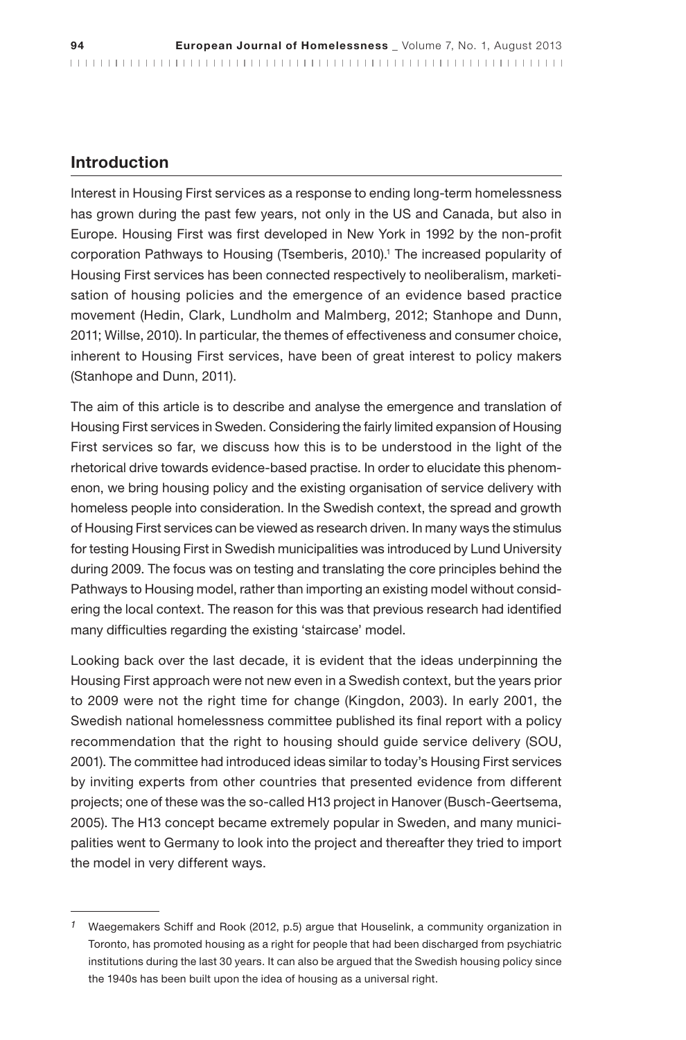## Introduction

Interest in Housing First services as a response to ending long-term homelessness has grown during the past few years, not only in the US and Canada, but also in Europe. Housing First was first developed in New York in 1992 by the non-profit corporation Pathways to Housing (Tsemberis, 2010).[1] The increased popularity of Housing First services has been connected respectively to neoliberalism, marketisation of housing policies and the emergence of an evidence based practice movement (Hedin, Clark, Lundholm and Malmberg, 2012; Stanhope and Dunn, 2011; Willse, 2010). In particular, the themes of effectiveness and consumer choice, inherent to Housing First services, have been of great interest to policy makers (Stanhope and Dunn, 2011).

The aim of this article is to describe and analyse the emergence and translation of Housing First services in Sweden. Considering the fairly limited expansion of Housing First services so far, we discuss how this is to be understood in the light of the rhetorical drive towards evidence-based practise. In order to elucidate this phenomenon, we bring housing policy and the existing organisation of service delivery with homeless people into consideration. In the Swedish context, the spread and growth of Housing First services can be viewed as research driven. In many ways the stimulus for testing Housing First in Swedish municipalities was introduced by Lund University during 2009. The focus was on testing and translating the core principles behind the Pathways to Housing model, rather than importing an existing model without considering the local context. The reason for this was that previous research had identified many difficulties regarding the existing 'staircase' model.

Looking back over the last decade, it is evident that the ideas underpinning the Housing First approach were not new even in a Swedish context, but the years prior to 2009 were not the right time for change (Kingdon, 2003). In early 2001, the Swedish national homelessness committee published its final report with a policy recommendation that the right to housing should guide service delivery (SOU, 2001). The committee had introduced ideas similar to today's Housing First services by inviting experts from other countries that presented evidence from different projects; one of these was the so-called H13 project in Hanover (Busch-Geertsema, 2005). The H13 concept became extremely popular in Sweden, and many municipalities went to Germany to look into the project and thereafter they tried to import the model in very different ways.

---

[1] Waegemakers Schiff and Rook (2012, p.5) argue that Houselink, a community organization in Toronto, has promoted housing as a right for people that had been discharged from psychiatric institutions during the last 30 years. It can also be argued that the Swedish housing policy since the 1940s has been built upon the idea of housing as a universal right.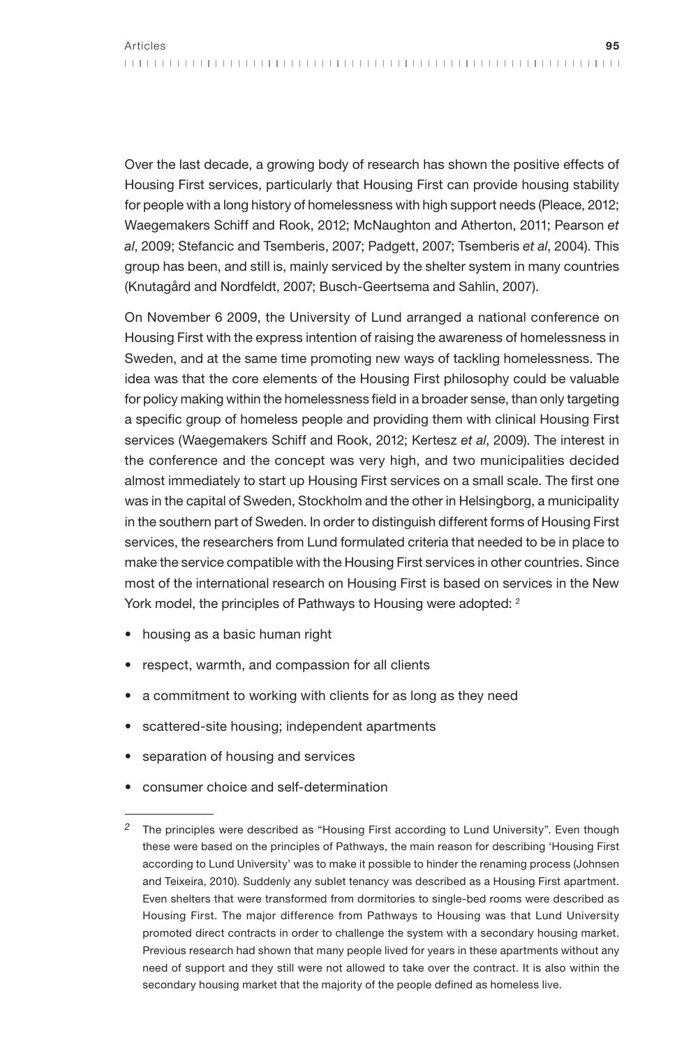Over the last decade, a growing body of research has shown the positive effects of Housing First services, particularly that Housing First can provide housing stability for people with a long history of homelessness with high support needs (Pleace, 2012; Waegemakers Schiff and Rook, 2012; McNaughton and Atherton, 2011; Pearson *et al*, 2009; Stefancic and Tsemberis, 2007; Padgett, 2007; Tsemberis *et al*, 2004). This group has been, and still is, mainly serviced by the shelter system in many countries (Knutagård and Nordfeldt, 2007; Busch-Geertsema and Sahlin, 2007).

On November 6 2009, the University of Lund arranged a national conference on Housing First with the express intention of raising the awareness of homelessness in Sweden, and at the same time promoting new ways of tackling homelessness. The idea was that the core elements of the Housing First philosophy could be valuable for policy making within the homelessness field in a broader sense, than only targeting a specific group of homeless people and providing them with clinical Housing First services (Waegemakers Schiff and Rook, 2012; Kertesz *et al*, 2009). The interest in the conference and the concept was very high, and two municipalities decided almost immediately to start up Housing First services on a small scale. The first one was in the capital of Sweden, Stockholm and the other in Helsingborg, a municipality in the southern part of Sweden. In order to distinguish different forms of Housing First services, the researchers from Lund formulated criteria that needed to be in place to make the service compatible with the Housing First services in other countries. Since most of the international research on Housing First is based on services in the New York model, the principles of Pathways to Housing were adopted: [2]

- housing as a basic human right
- respect, warmth, and compassion for all clients
- a commitment to working with clients for as long as they need
- scattered-site housing; independent apartments
- separation of housing and services
- consumer choice and self-determination

---

[2] The principles were described as "Housing First according to Lund University". Even though these were based on the principles of Pathways, the main reason for describing 'Housing First according to Lund University' was to make it possible to hinder the renaming process (Johnsen and Teixeira, 2010). Suddenly any sublet tenancy was described as a Housing First apartment. Even shelters that were transformed from dormitories to single-bed rooms were described as Housing First. The major difference from Pathways to Housing was that Lund University promoted direct contracts in order to challenge the system with a secondary housing market. Previous research had shown that many people lived for years in these apartments without any need of support and they still were not allowed to take over the contract. It is also within the secondary housing market that the majority of the people defined as homeless live.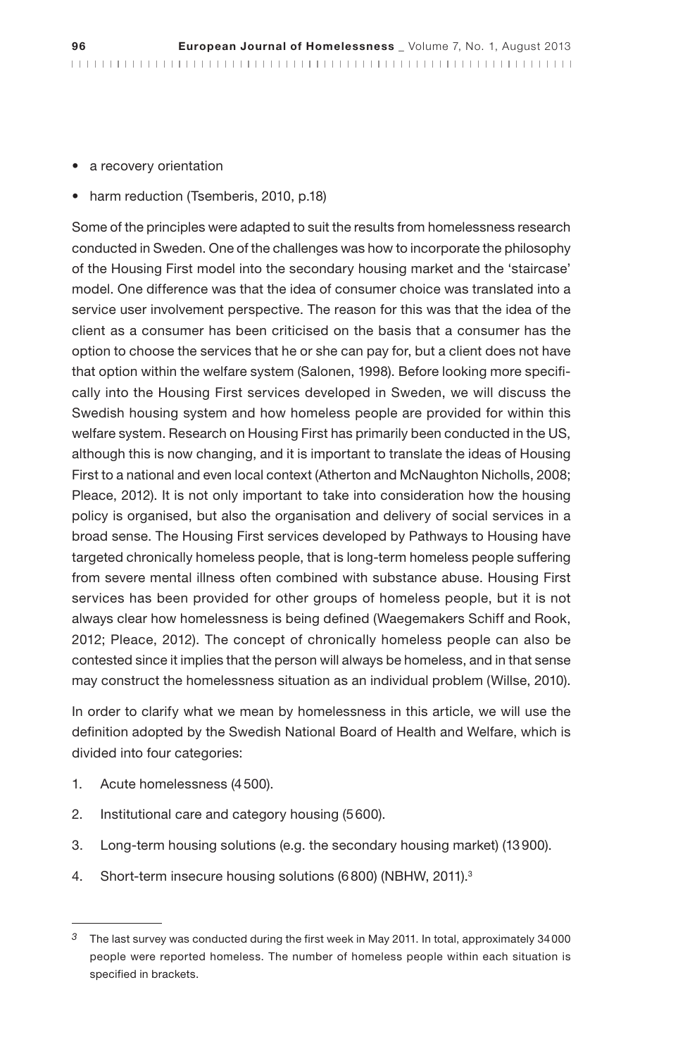- a recovery orientation
- harm reduction (Tsemberis, 2010, p.18)

Some of the principles were adapted to suit the results from homelessness research conducted in Sweden. One of the challenges was how to incorporate the philosophy of the Housing First model into the secondary housing market and the 'staircase' model. One difference was that the idea of consumer choice was translated into a service user involvement perspective. The reason for this was that the idea of the client as a consumer has been criticised on the basis that a consumer has the option to choose the services that he or she can pay for, but a client does not have that option within the welfare system (Salonen, 1998). Before looking more specifically into the Housing First services developed in Sweden, we will discuss the Swedish housing system and how homeless people are provided for within this welfare system. Research on Housing First has primarily been conducted in the US, although this is now changing, and it is important to translate the ideas of Housing First to a national and even local context (Atherton and McNaughton Nicholls, 2008; Pleace, 2012). It is not only important to take into consideration how the housing policy is organised, but also the organisation and delivery of social services in a broad sense. The Housing First services developed by Pathways to Housing have targeted chronically homeless people, that is long-term homeless people suffering from severe mental illness often combined with substance abuse. Housing First services has been provided for other groups of homeless people, but it is not always clear how homelessness is being defined (Waegemakers Schiff and Rook, 2012; Pleace, 2012). The concept of chronically homeless people can also be contested since it implies that the person will always be homeless, and in that sense may construct the homelessness situation as an individual problem (Willse, 2010).

In order to clarify what we mean by homelessness in this article, we will use the definition adopted by the Swedish National Board of Health and Welfare, which is divided into four categories:

1. Acute homelessness (4 500).
2. Institutional care and category housing (5 600).
3. Long-term housing solutions (e.g. the secondary housing market) (13 900).
4. Short-term insecure housing solutions (6 800) (NBHW, 2011).[3]

[3] The last survey was conducted during the first week in May 2011. In total, approximately 34 000 people were reported homeless. The number of homeless people within each situation is specified in brackets.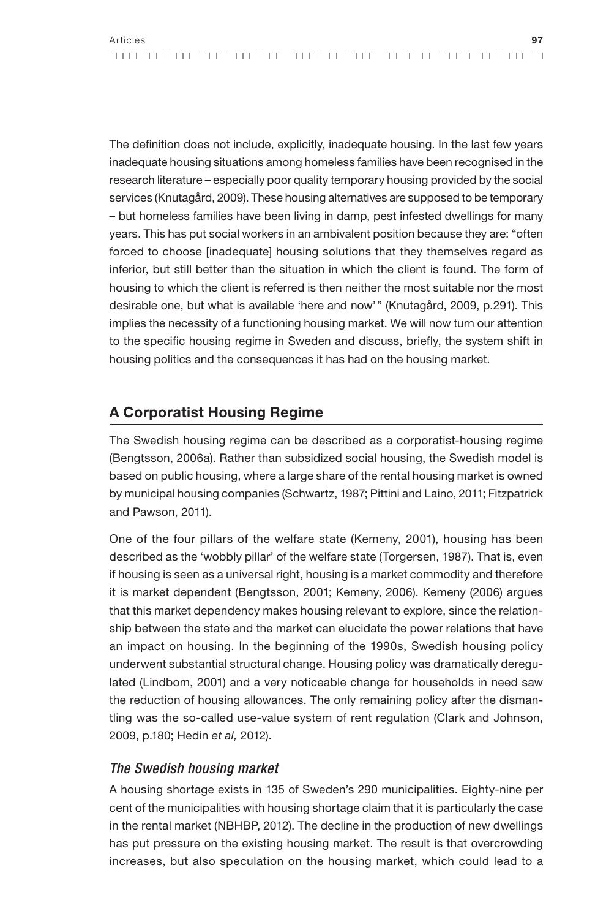The definition does not include, explicitly, inadequate housing. In the last few years inadequate housing situations among homeless families have been recognised in the research literature – especially poor quality temporary housing provided by the social services (Knutagård, 2009). These housing alternatives are supposed to be temporary – but homeless families have been living in damp, pest infested dwellings for many years. This has put social workers in an ambivalent position because they are: "often forced to choose [inadequate] housing solutions that they themselves regard as inferior, but still better than the situation in which the client is found. The form of housing to which the client is referred is then neither the most suitable nor the most desirable one, but what is available 'here and now'" (Knutagård, 2009, p.291). This implies the necessity of a functioning housing market. We will now turn our attention to the specific housing regime in Sweden and discuss, briefly, the system shift in housing politics and the consequences it has had on the housing market.

## A Corporatist Housing Regime

The Swedish housing regime can be described as a corporatist-housing regime (Bengtsson, 2006a). Rather than subsidized social housing, the Swedish model is based on public housing, where a large share of the rental housing market is owned by municipal housing companies (Schwartz, 1987; Pittini and Laino, 2011; Fitzpatrick and Pawson, 2011).

One of the four pillars of the welfare state (Kemeny, 2001), housing has been described as the 'wobbly pillar' of the welfare state (Torgersen, 1987). That is, even if housing is seen as a universal right, housing is a market commodity and therefore it is market dependent (Bengtsson, 2001; Kemeny, 2006). Kemeny (2006) argues that this market dependency makes housing relevant to explore, since the relationship between the state and the market can elucidate the power relations that have an impact on housing. In the beginning of the 1990s, Swedish housing policy underwent substantial structural change. Housing policy was dramatically deregulated (Lindbom, 2001) and a very noticeable change for households in need saw the reduction of housing allowances. The only remaining policy after the dismantling was the so-called use-value system of rent regulation (Clark and Johnson, 2009, p.180; Hedin *et al,* 2012).

### *The Swedish housing market*

A housing shortage exists in 135 of Sweden's 290 municipalities. Eighty-nine per cent of the municipalities with housing shortage claim that it is particularly the case in the rental market (NBHBP, 2012). The decline in the production of new dwellings has put pressure on the existing housing market. The result is that overcrowding increases, but also speculation on the housing market, which could lead to a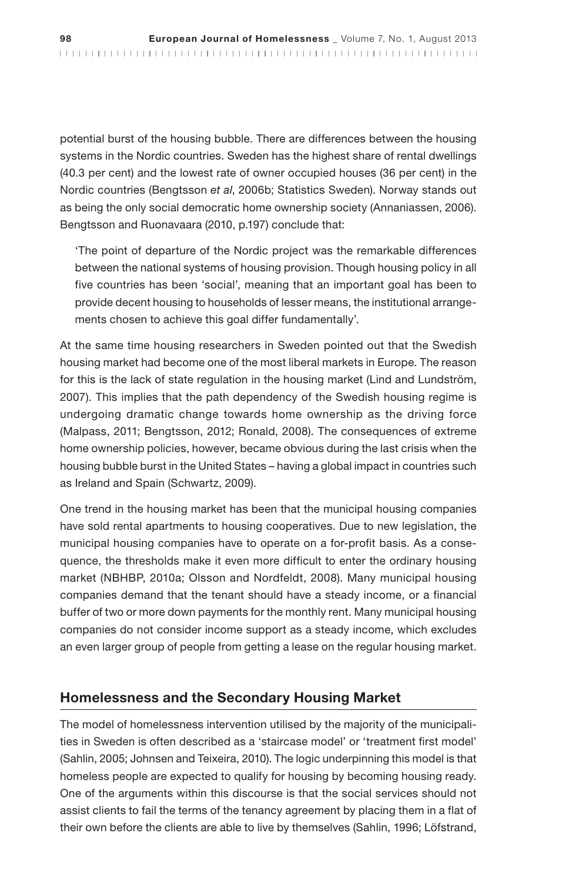potential burst of the housing bubble. There are differences between the housing systems in the Nordic countries. Sweden has the highest share of rental dwellings (40.3 per cent) and the lowest rate of owner occupied houses (36 per cent) in the Nordic countries (Bengtsson *et al*, 2006b; Statistics Sweden). Norway stands out as being the only social democratic home ownership society (Annaniassen, 2006). Bengtsson and Ruonavaara (2010, p.197) conclude that:

> 'The point of departure of the Nordic project was the remarkable differences between the national systems of housing provision. Though housing policy in all five countries has been 'social', meaning that an important goal has been to provide decent housing to households of lesser means, the institutional arrangements chosen to achieve this goal differ fundamentally'.

At the same time housing researchers in Sweden pointed out that the Swedish housing market had become one of the most liberal markets in Europe. The reason for this is the lack of state regulation in the housing market (Lind and Lundström, 2007). This implies that the path dependency of the Swedish housing regime is undergoing dramatic change towards home ownership as the driving force (Malpass, 2011; Bengtsson, 2012; Ronald, 2008). The consequences of extreme home ownership policies, however, became obvious during the last crisis when the housing bubble burst in the United States – having a global impact in countries such as Ireland and Spain (Schwartz, 2009).

One trend in the housing market has been that the municipal housing companies have sold rental apartments to housing cooperatives. Due to new legislation, the municipal housing companies have to operate on a for-profit basis. As a consequence, the thresholds make it even more difficult to enter the ordinary housing market (NBHBP, 2010a; Olsson and Nordfeldt, 2008). Many municipal housing companies demand that the tenant should have a steady income, or a financial buffer of two or more down payments for the monthly rent. Many municipal housing companies do not consider income support as a steady income, which excludes an even larger group of people from getting a lease on the regular housing market.

## Homelessness and the Secondary Housing Market

The model of homelessness intervention utilised by the majority of the municipalities in Sweden is often described as a 'staircase model' or 'treatment first model' (Sahlin, 2005; Johnsen and Teixeira, 2010). The logic underpinning this model is that homeless people are expected to qualify for housing by becoming housing ready. One of the arguments within this discourse is that the social services should not assist clients to fail the terms of the tenancy agreement by placing them in a flat of their own before the clients are able to live by themselves (Sahlin, 1996; Löfstrand,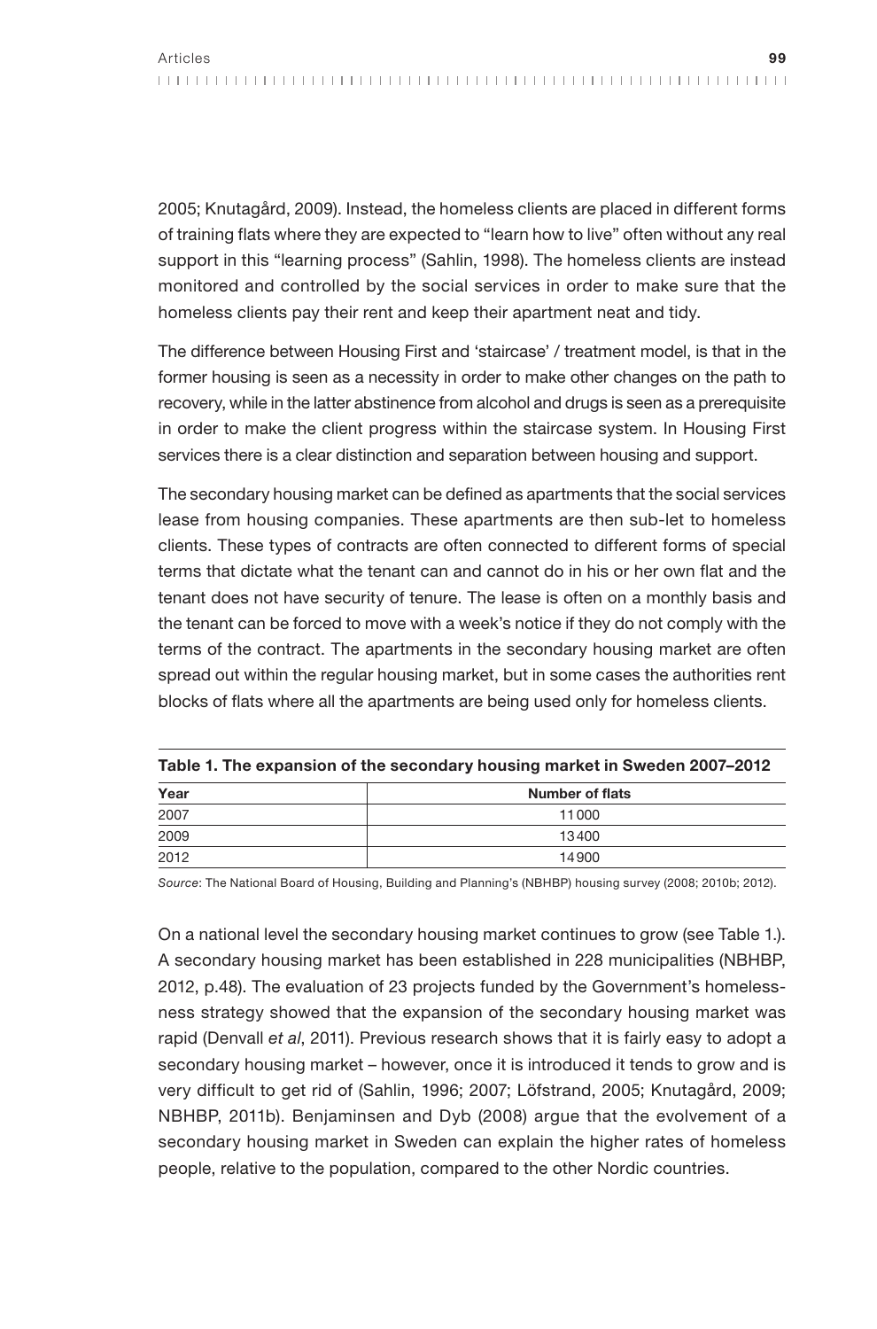2005; Knutagård, 2009). Instead, the homeless clients are placed in different forms of training flats where they are expected to "learn how to live" often without any real support in this "learning process" (Sahlin, 1998). The homeless clients are instead monitored and controlled by the social services in order to make sure that the homeless clients pay their rent and keep their apartment neat and tidy.

The difference between Housing First and 'staircase' / treatment model, is that in the former housing is seen as a necessity in order to make other changes on the path to recovery, while in the latter abstinence from alcohol and drugs is seen as a prerequisite in order to make the client progress within the staircase system. In Housing First services there is a clear distinction and separation between housing and support.

The secondary housing market can be defined as apartments that the social services lease from housing companies. These apartments are then sub-let to homeless clients. These types of contracts are often connected to different forms of special terms that dictate what the tenant can and cannot do in his or her own flat and the tenant does not have security of tenure. The lease is often on a monthly basis and the tenant can be forced to move with a week's notice if they do not comply with the terms of the contract. The apartments in the secondary housing market are often spread out within the regular housing market, but in some cases the authorities rent blocks of flats where all the apartments are being used only for homeless clients.

**Table 1. The expansion of the secondary housing market in Sweden 2007–2012**

| Year | Number of flats |
|---|---|
| 2007 | 11000 |
| 2009 | 13400 |
| 2012 | 14900 |

*Source*: The National Board of Housing, Building and Planning's (NBHBP) housing survey (2008; 2010b; 2012).

On a national level the secondary housing market continues to grow (see Table 1.). A secondary housing market has been established in 228 municipalities (NBHBP, 2012, p.48). The evaluation of 23 projects funded by the Government's homelessness strategy showed that the expansion of the secondary housing market was rapid (Denvall *et al*, 2011). Previous research shows that it is fairly easy to adopt a secondary housing market – however, once it is introduced it tends to grow and is very difficult to get rid of (Sahlin, 1996; 2007; Löfstrand, 2005; Knutagård, 2009; NBHBP, 2011b). Benjaminsen and Dyb (2008) argue that the evolvement of a secondary housing market in Sweden can explain the higher rates of homeless people, relative to the population, compared to the other Nordic countries.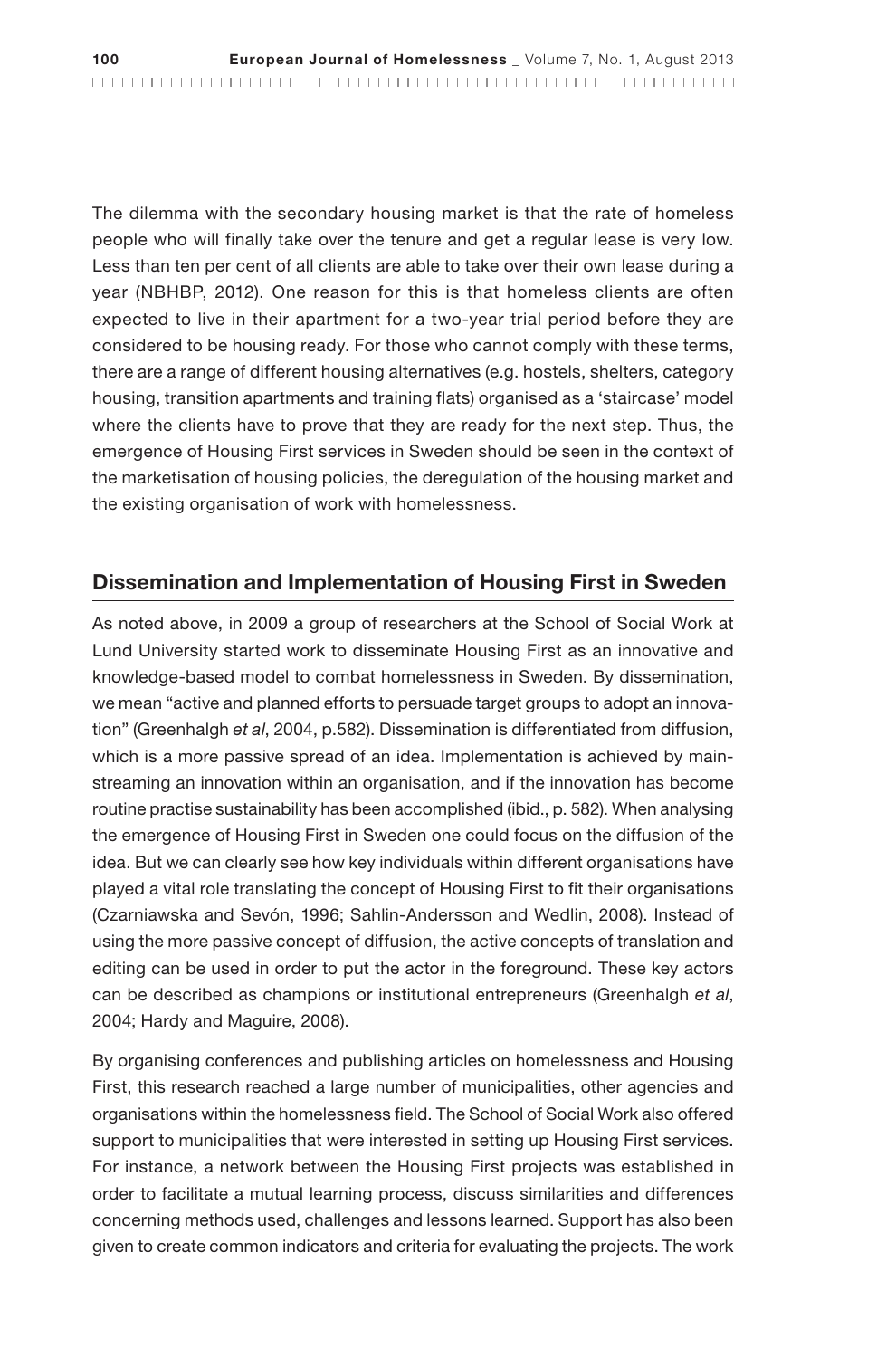The dilemma with the secondary housing market is that the rate of homeless people who will finally take over the tenure and get a regular lease is very low. Less than ten per cent of all clients are able to take over their own lease during a year (NBHBP, 2012). One reason for this is that homeless clients are often expected to live in their apartment for a two-year trial period before they are considered to be housing ready. For those who cannot comply with these terms, there are a range of different housing alternatives (e.g. hostels, shelters, category housing, transition apartments and training flats) organised as a 'staircase' model where the clients have to prove that they are ready for the next step. Thus, the emergence of Housing First services in Sweden should be seen in the context of the marketisation of housing policies, the deregulation of the housing market and the existing organisation of work with homelessness.

## Dissemination and Implementation of Housing First in Sweden

As noted above, in 2009 a group of researchers at the School of Social Work at Lund University started work to disseminate Housing First as an innovative and knowledge-based model to combat homelessness in Sweden. By dissemination, we mean "active and planned efforts to persuade target groups to adopt an innovation" (Greenhalgh *et al*, 2004, p.582). Dissemination is differentiated from diffusion, which is a more passive spread of an idea. Implementation is achieved by mainstreaming an innovation within an organisation, and if the innovation has become routine practise sustainability has been accomplished (ibid., p. 582). When analysing the emergence of Housing First in Sweden one could focus on the diffusion of the idea. But we can clearly see how key individuals within different organisations have played a vital role translating the concept of Housing First to fit their organisations (Czarniawska and Sevón, 1996; Sahlin-Andersson and Wedlin, 2008). Instead of using the more passive concept of diffusion, the active concepts of translation and editing can be used in order to put the actor in the foreground. These key actors can be described as champions or institutional entrepreneurs (Greenhalgh *et al*, 2004; Hardy and Maguire, 2008).

By organising conferences and publishing articles on homelessness and Housing First, this research reached a large number of municipalities, other agencies and organisations within the homelessness field. The School of Social Work also offered support to municipalities that were interested in setting up Housing First services. For instance, a network between the Housing First projects was established in order to facilitate a mutual learning process, discuss similarities and differences concerning methods used, challenges and lessons learned. Support has also been given to create common indicators and criteria for evaluating the projects. The work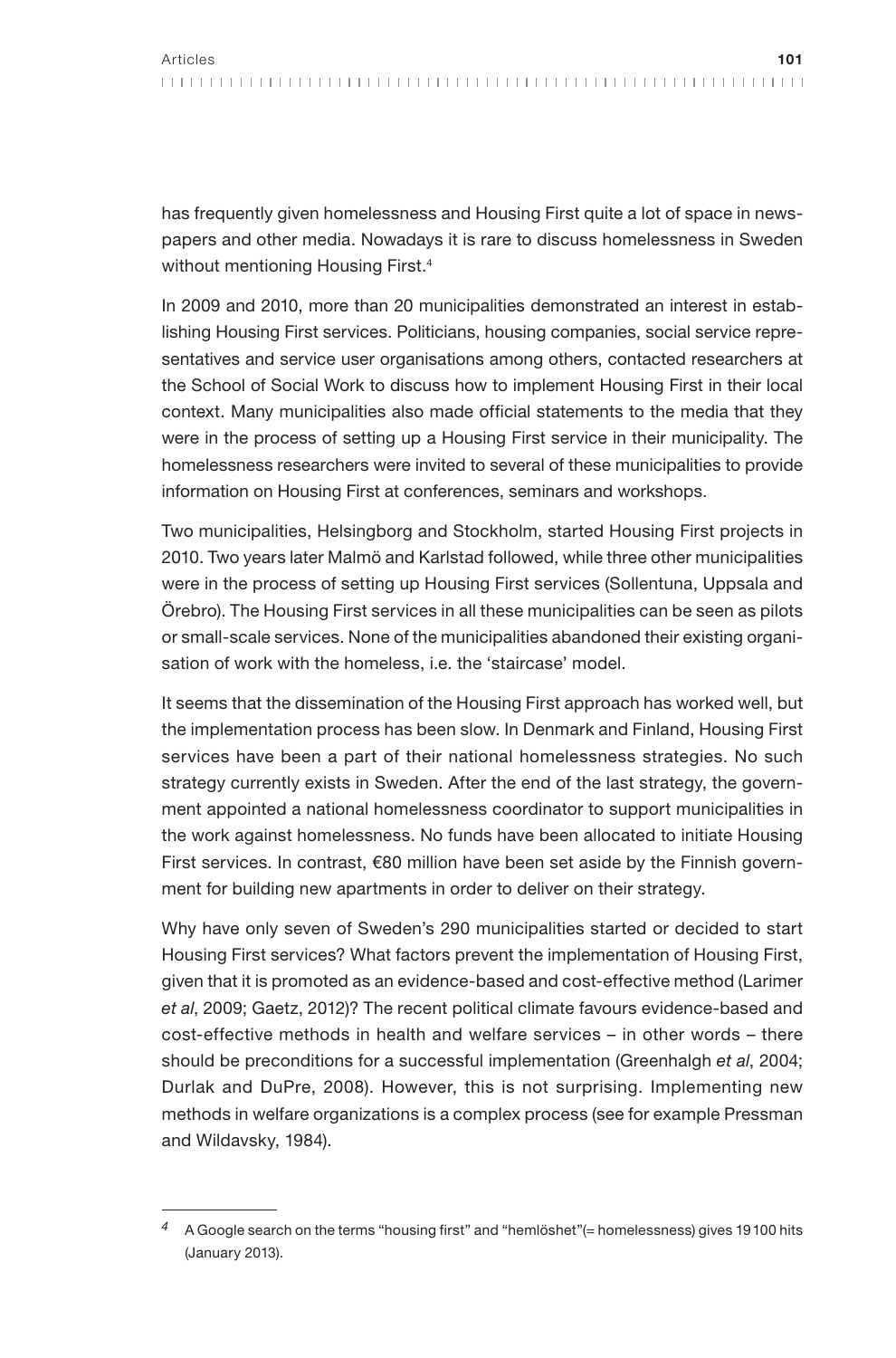has frequently given homelessness and Housing First quite a lot of space in newspapers and other media. Nowadays it is rare to discuss homelessness in Sweden without mentioning Housing First.[4]

In 2009 and 2010, more than 20 municipalities demonstrated an interest in establishing Housing First services. Politicians, housing companies, social service representatives and service user organisations among others, contacted researchers at the School of Social Work to discuss how to implement Housing First in their local context. Many municipalities also made official statements to the media that they were in the process of setting up a Housing First service in their municipality. The homelessness researchers were invited to several of these municipalities to provide information on Housing First at conferences, seminars and workshops.

Two municipalities, Helsingborg and Stockholm, started Housing First projects in 2010. Two years later Malmö and Karlstad followed, while three other municipalities were in the process of setting up Housing First services (Sollentuna, Uppsala and Örebro). The Housing First services in all these municipalities can be seen as pilots or small-scale services. None of the municipalities abandoned their existing organisation of work with the homeless, i.e. the 'staircase' model.

It seems that the dissemination of the Housing First approach has worked well, but the implementation process has been slow. In Denmark and Finland, Housing First services have been a part of their national homelessness strategies. No such strategy currently exists in Sweden. After the end of the last strategy, the government appointed a national homelessness coordinator to support municipalities in the work against homelessness. No funds have been allocated to initiate Housing First services. In contrast, €80 million have been set aside by the Finnish government for building new apartments in order to deliver on their strategy.

Why have only seven of Sweden's 290 municipalities started or decided to start Housing First services? What factors prevent the implementation of Housing First, given that it is promoted as an evidence-based and cost-effective method (Larimer *et al*, 2009; Gaetz, 2012)? The recent political climate favours evidence-based and cost-effective methods in health and welfare services – in other words – there should be preconditions for a successful implementation (Greenhalgh *et al*, 2004; Durlak and DuPre, 2008). However, this is not surprising. Implementing new methods in welfare organizations is a complex process (see for example Pressman and Wildavsky, 1984).

---

[4] A Google search on the terms "housing first" and "hemlöshet"(= homelessness) gives 19 100 hits (January 2013).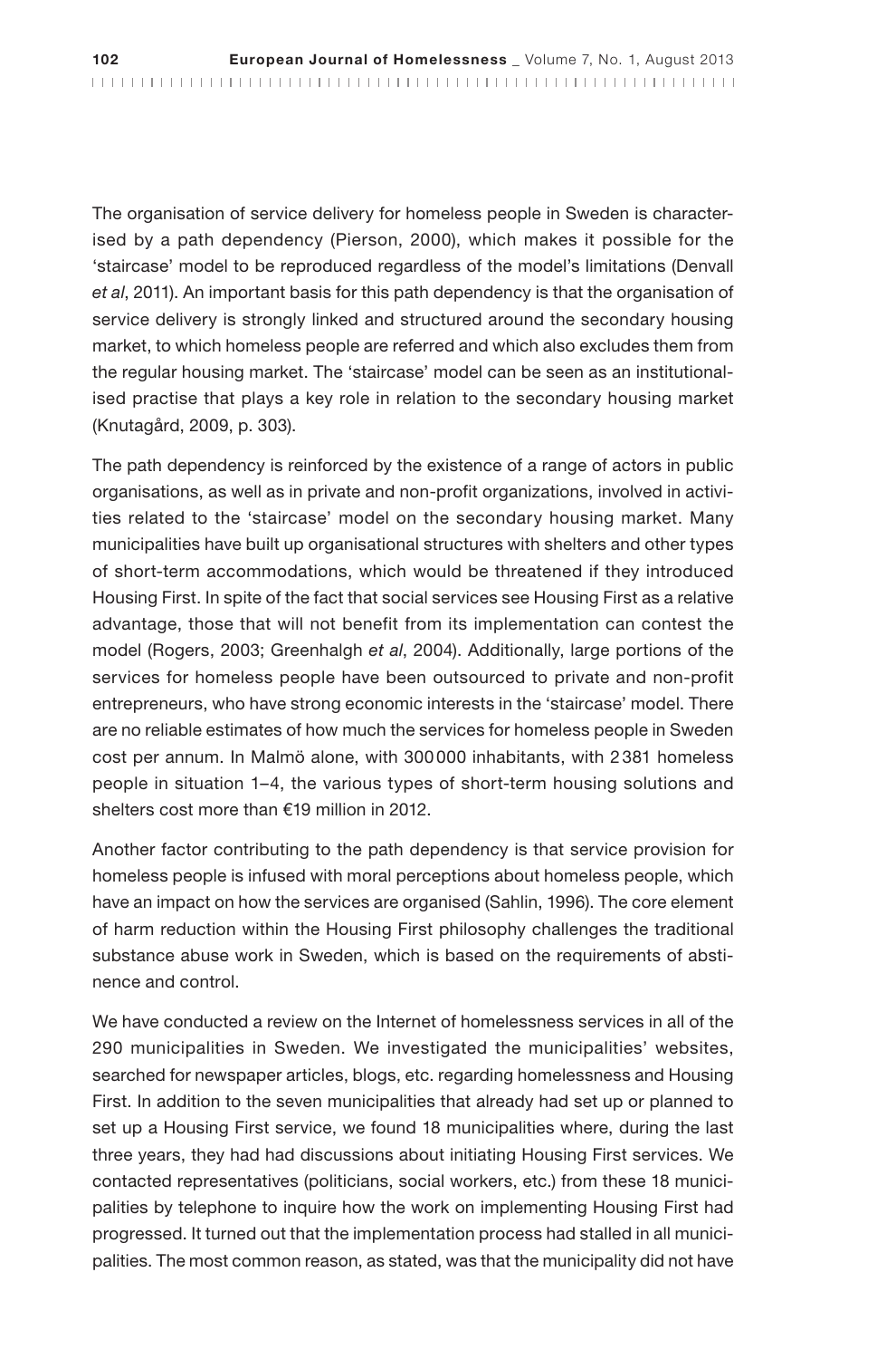The organisation of service delivery for homeless people in Sweden is characterised by a path dependency (Pierson, 2000), which makes it possible for the 'staircase' model to be reproduced regardless of the model's limitations (Denvall *et al*, 2011). An important basis for this path dependency is that the organisation of service delivery is strongly linked and structured around the secondary housing market, to which homeless people are referred and which also excludes them from the regular housing market. The 'staircase' model can be seen as an institutionalised practise that plays a key role in relation to the secondary housing market (Knutagård, 2009, p. 303).

The path dependency is reinforced by the existence of a range of actors in public organisations, as well as in private and non-profit organizations, involved in activities related to the 'staircase' model on the secondary housing market. Many municipalities have built up organisational structures with shelters and other types of short-term accommodations, which would be threatened if they introduced Housing First. In spite of the fact that social services see Housing First as a relative advantage, those that will not benefit from its implementation can contest the model (Rogers, 2003; Greenhalgh *et al*, 2004). Additionally, large portions of the services for homeless people have been outsourced to private and non-profit entrepreneurs, who have strong economic interests in the 'staircase' model. There are no reliable estimates of how much the services for homeless people in Sweden cost per annum. In Malmö alone, with 300 000 inhabitants, with 2 381 homeless people in situation 1–4, the various types of short-term housing solutions and shelters cost more than €19 million in 2012.

Another factor contributing to the path dependency is that service provision for homeless people is infused with moral perceptions about homeless people, which have an impact on how the services are organised (Sahlin, 1996). The core element of harm reduction within the Housing First philosophy challenges the traditional substance abuse work in Sweden, which is based on the requirements of abstinence and control.

We have conducted a review on the Internet of homelessness services in all of the 290 municipalities in Sweden. We investigated the municipalities' websites, searched for newspaper articles, blogs, etc. regarding homelessness and Housing First. In addition to the seven municipalities that already had set up or planned to set up a Housing First service, we found 18 municipalities where, during the last three years, they had had discussions about initiating Housing First services. We contacted representatives (politicians, social workers, etc.) from these 18 municipalities by telephone to inquire how the work on implementing Housing First had progressed. It turned out that the implementation process had stalled in all municipalities. The most common reason, as stated, was that the municipality did not have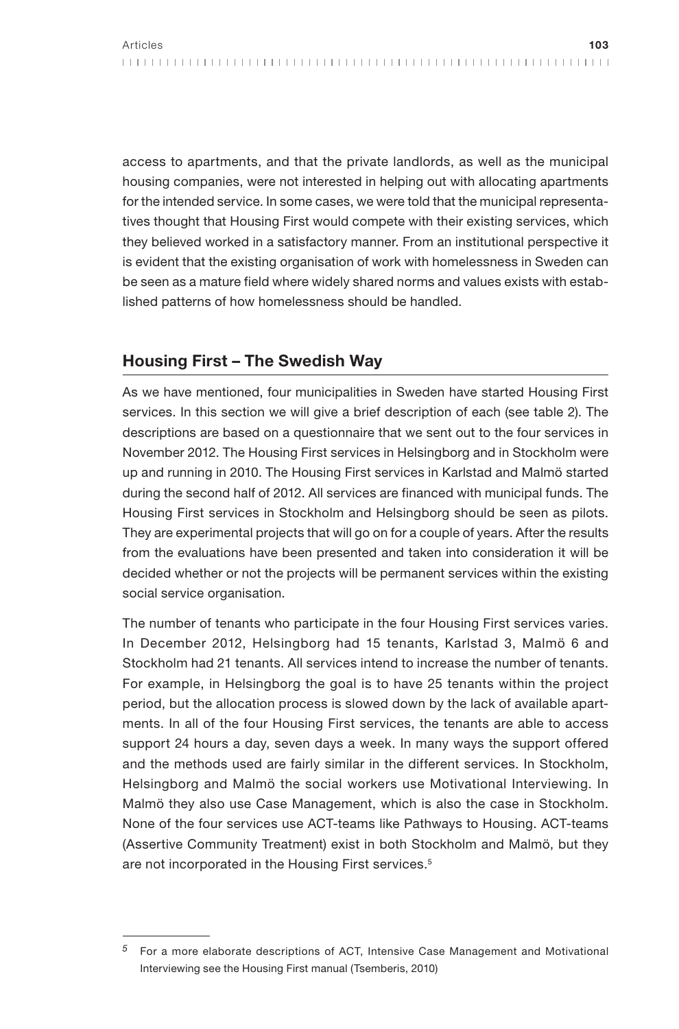access to apartments, and that the private landlords, as well as the municipal housing companies, were not interested in helping out with allocating apartments for the intended service. In some cases, we were told that the municipal representatives thought that Housing First would compete with their existing services, which they believed worked in a satisfactory manner. From an institutional perspective it is evident that the existing organisation of work with homelessness in Sweden can be seen as a mature field where widely shared norms and values exists with established patterns of how homelessness should be handled.

## Housing First – The Swedish Way

As we have mentioned, four municipalities in Sweden have started Housing First services. In this section we will give a brief description of each (see table 2). The descriptions are based on a questionnaire that we sent out to the four services in November 2012. The Housing First services in Helsingborg and in Stockholm were up and running in 2010. The Housing First services in Karlstad and Malmö started during the second half of 2012. All services are financed with municipal funds. The Housing First services in Stockholm and Helsingborg should be seen as pilots. They are experimental projects that will go on for a couple of years. After the results from the evaluations have been presented and taken into consideration it will be decided whether or not the projects will be permanent services within the existing social service organisation.

The number of tenants who participate in the four Housing First services varies. In December 2012, Helsingborg had 15 tenants, Karlstad 3, Malmö 6 and Stockholm had 21 tenants. All services intend to increase the number of tenants. For example, in Helsingborg the goal is to have 25 tenants within the project period, but the allocation process is slowed down by the lack of available apartments. In all of the four Housing First services, the tenants are able to access support 24 hours a day, seven days a week. In many ways the support offered and the methods used are fairly similar in the different services. In Stockholm, Helsingborg and Malmö the social workers use Motivational Interviewing. In Malmö they also use Case Management, which is also the case in Stockholm. None of the four services use ACT-teams like Pathways to Housing. ACT-teams (Assertive Community Treatment) exist in both Stockholm and Malmö, but they are not incorporated in the Housing First services.[5]

---

[5] For a more elaborate descriptions of ACT, Intensive Case Management and Motivational Interviewing see the Housing First manual (Tsemberis, 2010)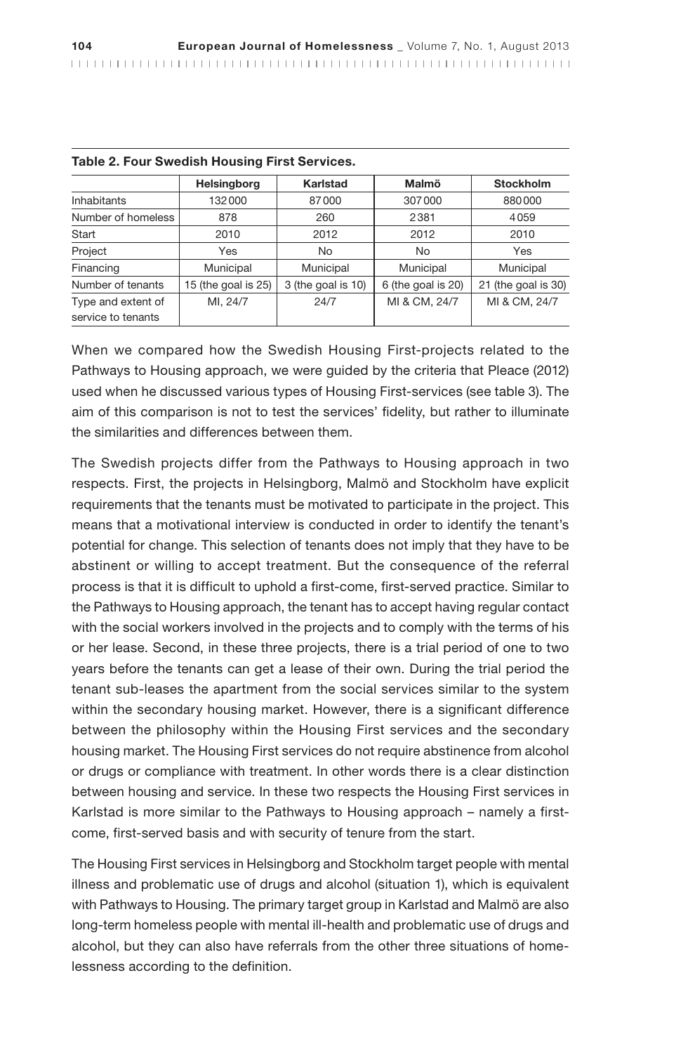**Table 2. Four Swedish Housing First Services.**

| | Helsingborg | Karlstad | Malmö | Stockholm |
|---|---|---|---|---|
| Inhabitants | 132 000 | 87 000 | 307 000 | 880 000 |
| Number of homeless | 878 | 260 | 2 381 | 4 059 |
| Start | 2010 | 2012 | 2012 | 2010 |
| Project | Yes | No | No | Yes |
| Financing | Municipal | Municipal | Municipal | Municipal |
| Number of tenants | 15 (the goal is 25) | 3 (the goal is 10) | 6 (the goal is 20) | 21 (the goal is 30) |
| Type and extent of service to tenants | MI, 24/7 | 24/7 | MI & CM, 24/7 | MI & CM, 24/7 |

When we compared how the Swedish Housing First-projects related to the Pathways to Housing approach, we were guided by the criteria that Pleace (2012) used when he discussed various types of Housing First-services (see table 3). The aim of this comparison is not to test the services' fidelity, but rather to illuminate the similarities and differences between them.

The Swedish projects differ from the Pathways to Housing approach in two respects. First, the projects in Helsingborg, Malmö and Stockholm have explicit requirements that the tenants must be motivated to participate in the project. This means that a motivational interview is conducted in order to identify the tenant's potential for change. This selection of tenants does not imply that they have to be abstinent or willing to accept treatment. But the consequence of the referral process is that it is difficult to uphold a first-come, first-served practice. Similar to the Pathways to Housing approach, the tenant has to accept having regular contact with the social workers involved in the projects and to comply with the terms of his or her lease. Second, in these three projects, there is a trial period of one to two years before the tenants can get a lease of their own. During the trial period the tenant sub-leases the apartment from the social services similar to the system within the secondary housing market. However, there is a significant difference between the philosophy within the Housing First services and the secondary housing market. The Housing First services do not require abstinence from alcohol or drugs or compliance with treatment. In other words there is a clear distinction between housing and service. In these two respects the Housing First services in Karlstad is more similar to the Pathways to Housing approach – namely a first-come, first-served basis and with security of tenure from the start.

The Housing First services in Helsingborg and Stockholm target people with mental illness and problematic use of drugs and alcohol (situation 1), which is equivalent with Pathways to Housing. The primary target group in Karlstad and Malmö are also long-term homeless people with mental ill-health and problematic use of drugs and alcohol, but they can also have referrals from the other three situations of homelessness according to the definition.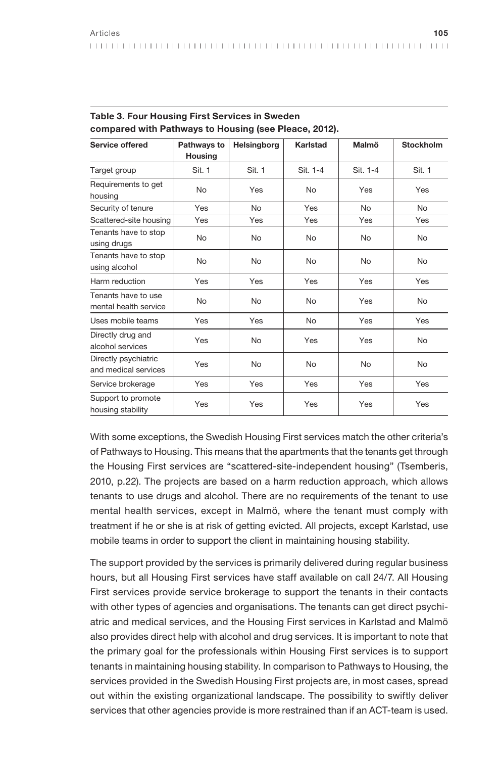**Table 3. Four Housing First Services in Sweden compared with Pathways to Housing (see Pleace, 2012).**

| Service offered | Pathways to Housing | Helsingborg | Karlstad | Malmö | Stockholm |
|---|---|---|---|---|---|
| Target group | Sit. 1 | Sit. 1 | Sit. 1-4 | Sit. 1-4 | Sit. 1 |
| Requirements to get housing | No | Yes | No | Yes | Yes |
| Security of tenure | Yes | No | Yes | No | No |
| Scattered-site housing | Yes | Yes | Yes | Yes | Yes |
| Tenants have to stop using drugs | No | No | No | No | No |
| Tenants have to stop using alcohol | No | No | No | No | No |
| Harm reduction | Yes | Yes | Yes | Yes | Yes |
| Tenants have to use mental health service | No | No | No | Yes | No |
| Uses mobile teams | Yes | Yes | No | Yes | Yes |
| Directly drug and alcohol services | Yes | No | Yes | Yes | No |
| Directly psychiatric and medical services | Yes | No | No | No | No |
| Service brokerage | Yes | Yes | Yes | Yes | Yes |
| Support to promote housing stability | Yes | Yes | Yes | Yes | Yes |

With some exceptions, the Swedish Housing First services match the other criteria's of Pathways to Housing. This means that the apartments that the tenants get through the Housing First services are "scattered-site-independent housing" (Tsemberis, 2010, p.22). The projects are based on a harm reduction approach, which allows tenants to use drugs and alcohol. There are no requirements of the tenant to use mental health services, except in Malmö, where the tenant must comply with treatment if he or she is at risk of getting evicted. All projects, except Karlstad, use mobile teams in order to support the client in maintaining housing stability.

The support provided by the services is primarily delivered during regular business hours, but all Housing First services have staff available on call 24/7. All Housing First services provide service brokerage to support the tenants in their contacts with other types of agencies and organisations. The tenants can get direct psychiatric and medical services, and the Housing First services in Karlstad and Malmö also provides direct help with alcohol and drug services. It is important to note that the primary goal for the professionals within Housing First services is to support tenants in maintaining housing stability. In comparison to Pathways to Housing, the services provided in the Swedish Housing First projects are, in most cases, spread out within the existing organizational landscape. The possibility to swiftly deliver services that other agencies provide is more restrained than if an ACT-team is used.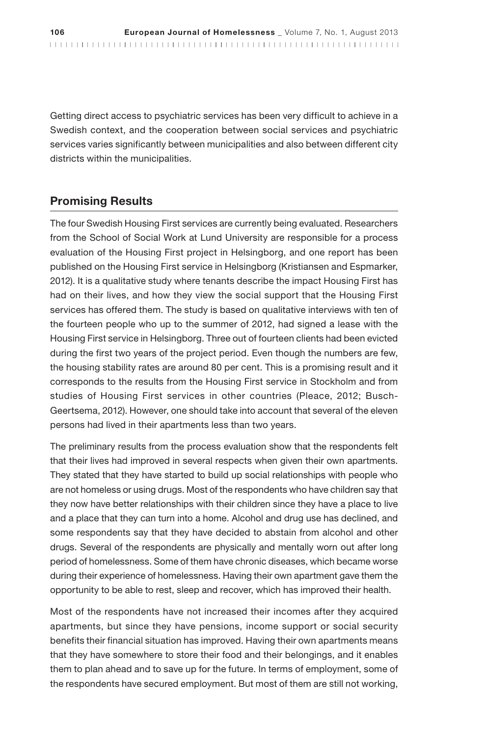Getting direct access to psychiatric services has been very difficult to achieve in a Swedish context, and the cooperation between social services and psychiatric services varies significantly between municipalities and also between different city districts within the municipalities.

## Promising Results

The four Swedish Housing First services are currently being evaluated. Researchers from the School of Social Work at Lund University are responsible for a process evaluation of the Housing First project in Helsingborg, and one report has been published on the Housing First service in Helsingborg (Kristiansen and Espmarker, 2012). It is a qualitative study where tenants describe the impact Housing First has had on their lives, and how they view the social support that the Housing First services has offered them. The study is based on qualitative interviews with ten of the fourteen people who up to the summer of 2012, had signed a lease with the Housing First service in Helsingborg. Three out of fourteen clients had been evicted during the first two years of the project period. Even though the numbers are few, the housing stability rates are around 80 per cent. This is a promising result and it corresponds to the results from the Housing First service in Stockholm and from studies of Housing First services in other countries (Pleace, 2012; Busch-Geertsema, 2012). However, one should take into account that several of the eleven persons had lived in their apartments less than two years.

The preliminary results from the process evaluation show that the respondents felt that their lives had improved in several respects when given their own apartments. They stated that they have started to build up social relationships with people who are not homeless or using drugs. Most of the respondents who have children say that they now have better relationships with their children since they have a place to live and a place that they can turn into a home. Alcohol and drug use has declined, and some respondents say that they have decided to abstain from alcohol and other drugs. Several of the respondents are physically and mentally worn out after long period of homelessness. Some of them have chronic diseases, which became worse during their experience of homelessness. Having their own apartment gave them the opportunity to be able to rest, sleep and recover, which has improved their health.

Most of the respondents have not increased their incomes after they acquired apartments, but since they have pensions, income support or social security benefits their financial situation has improved. Having their own apartments means that they have somewhere to store their food and their belongings, and it enables them to plan ahead and to save up for the future. In terms of employment, some of the respondents have secured employment. But most of them are still not working,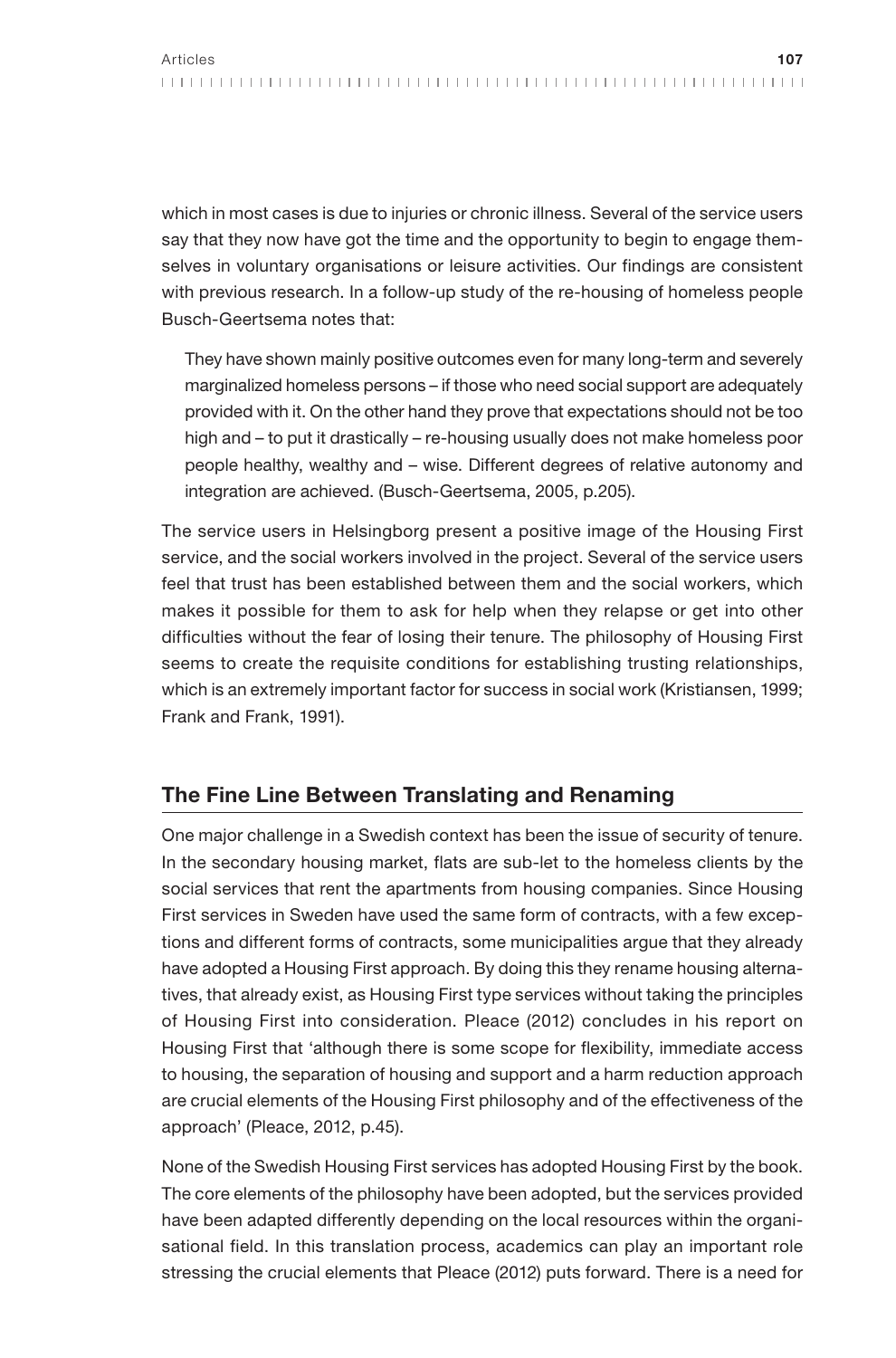which in most cases is due to injuries or chronic illness. Several of the service users say that they now have got the time and the opportunity to begin to engage themselves in voluntary organisations or leisure activities. Our findings are consistent with previous research. In a follow-up study of the re-housing of homeless people Busch-Geertsema notes that:

> They have shown mainly positive outcomes even for many long-term and severely marginalized homeless persons – if those who need social support are adequately provided with it. On the other hand they prove that expectations should not be too high and – to put it drastically – re-housing usually does not make homeless poor people healthy, wealthy and – wise. Different degrees of relative autonomy and integration are achieved. (Busch-Geertsema, 2005, p.205).

The service users in Helsingborg present a positive image of the Housing First service, and the social workers involved in the project. Several of the service users feel that trust has been established between them and the social workers, which makes it possible for them to ask for help when they relapse or get into other difficulties without the fear of losing their tenure. The philosophy of Housing First seems to create the requisite conditions for establishing trusting relationships, which is an extremely important factor for success in social work (Kristiansen, 1999; Frank and Frank, 1991).

## The Fine Line Between Translating and Renaming

One major challenge in a Swedish context has been the issue of security of tenure. In the secondary housing market, flats are sub-let to the homeless clients by the social services that rent the apartments from housing companies. Since Housing First services in Sweden have used the same form of contracts, with a few exceptions and different forms of contracts, some municipalities argue that they already have adopted a Housing First approach. By doing this they rename housing alternatives, that already exist, as Housing First type services without taking the principles of Housing First into consideration. Pleace (2012) concludes in his report on Housing First that 'although there is some scope for flexibility, immediate access to housing, the separation of housing and support and a harm reduction approach are crucial elements of the Housing First philosophy and of the effectiveness of the approach' (Pleace, 2012, p.45).

None of the Swedish Housing First services has adopted Housing First by the book. The core elements of the philosophy have been adopted, but the services provided have been adapted differently depending on the local resources within the organisational field. In this translation process, academics can play an important role stressing the crucial elements that Pleace (2012) puts forward. There is a need for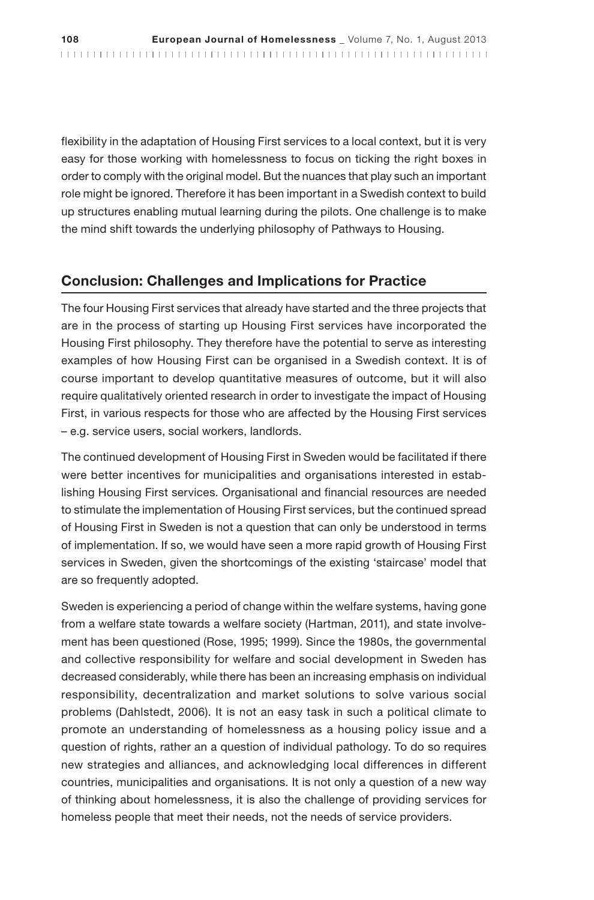flexibility in the adaptation of Housing First services to a local context, but it is very easy for those working with homelessness to focus on ticking the right boxes in order to comply with the original model. But the nuances that play such an important role might be ignored. Therefore it has been important in a Swedish context to build up structures enabling mutual learning during the pilots. One challenge is to make the mind shift towards the underlying philosophy of Pathways to Housing.

## Conclusion: Challenges and Implications for Practice

The four Housing First services that already have started and the three projects that are in the process of starting up Housing First services have incorporated the Housing First philosophy. They therefore have the potential to serve as interesting examples of how Housing First can be organised in a Swedish context. It is of course important to develop quantitative measures of outcome, but it will also require qualitatively oriented research in order to investigate the impact of Housing First, in various respects for those who are affected by the Housing First services – e.g. service users, social workers, landlords.

The continued development of Housing First in Sweden would be facilitated if there were better incentives for municipalities and organisations interested in establishing Housing First services. Organisational and financial resources are needed to stimulate the implementation of Housing First services, but the continued spread of Housing First in Sweden is not a question that can only be understood in terms of implementation. If so, we would have seen a more rapid growth of Housing First services in Sweden, given the shortcomings of the existing 'staircase' model that are so frequently adopted.

Sweden is experiencing a period of change within the welfare systems, having gone from a welfare state towards a welfare society (Hartman, 2011), and state involvement has been questioned (Rose, 1995; 1999). Since the 1980s, the governmental and collective responsibility for welfare and social development in Sweden has decreased considerably, while there has been an increasing emphasis on individual responsibility, decentralization and market solutions to solve various social problems (Dahlstedt, 2006). It is not an easy task in such a political climate to promote an understanding of homelessness as a housing policy issue and a question of rights, rather an a question of individual pathology. To do so requires new strategies and alliances, and acknowledging local differences in different countries, municipalities and organisations. It is not only a question of a new way of thinking about homelessness, it is also the challenge of providing services for homeless people that meet their needs, not the needs of service providers.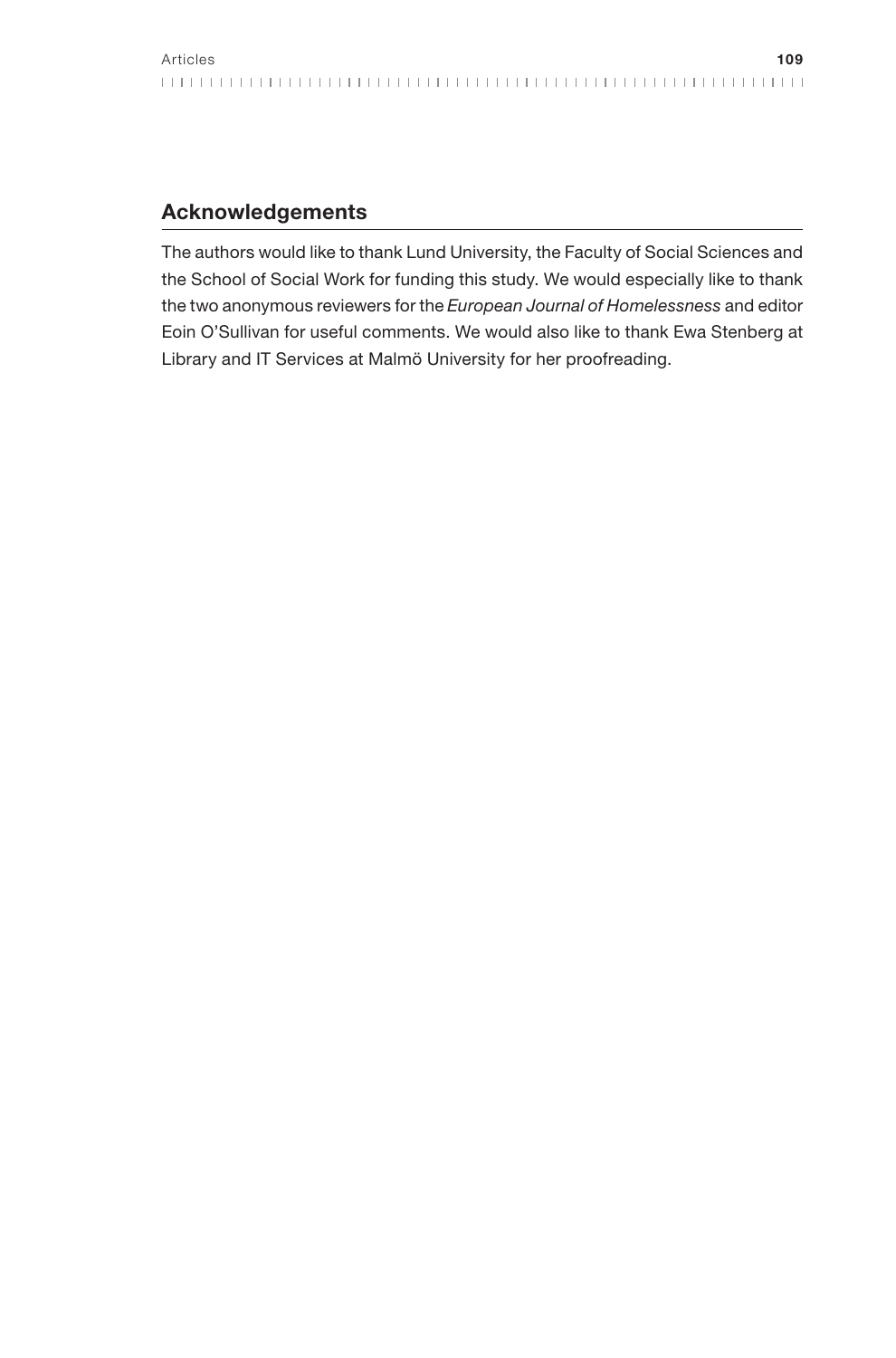## Acknowledgements

The authors would like to thank Lund University, the Faculty of Social Sciences and the School of Social Work for funding this study. We would especially like to thank the two anonymous reviewers for the *European Journal of Homelessness* and editor Eoin O'Sullivan for useful comments. We would also like to thank Ewa Stenberg at Library and IT Services at Malmö University for her proofreading.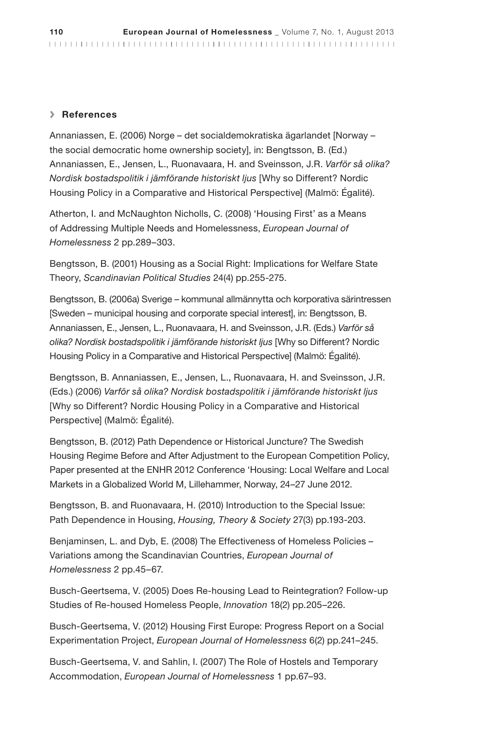## › References

Annaniassen, E. (2006) Norge – det socialdemokratiska ägarlandet [Norway – the social democratic home ownership society], in: Bengtsson, B. (Ed.) Annaniassen, E., Jensen, L., Ruonavaara, H. and Sveinsson, J.R. *Varför så olika? Nordisk bostadspolitik i jämförande historiskt ljus* [Why so Different? Nordic Housing Policy in a Comparative and Historical Perspective] (Malmö: Égalité).

Atherton, I. and McNaughton Nicholls, C. (2008) 'Housing First' as a Means of Addressing Multiple Needs and Homelessness, *European Journal of Homelessness* 2 pp.289–303.

Bengtsson, B. (2001) Housing as a Social Right: Implications for Welfare State Theory, *Scandinavian Political Studies* 24(4) pp.255-275.

Bengtsson, B. (2006a) Sverige – kommunal allmännytta och korporativa särintressen [Sweden – municipal housing and corporate special interest], in: Bengtsson, B. Annaniassen, E., Jensen, L., Ruonavaara, H. and Sveinsson, J.R. (Eds.) *Varför så olika? Nordisk bostadspolitik i jämförande historiskt ljus* [Why so Different? Nordic Housing Policy in a Comparative and Historical Perspective] (Malmö: Égalité).

Bengtsson, B. Annaniassen, E., Jensen, L., Ruonavaara, H. and Sveinsson, J.R. (Eds.) (2006) *Varför så olika? Nordisk bostadspolitik i jämförande historiskt ljus* [Why so Different? Nordic Housing Policy in a Comparative and Historical Perspective] (Malmö: Égalité).

Bengtsson, B. (2012) Path Dependence or Historical Juncture? The Swedish Housing Regime Before and After Adjustment to the European Competition Policy, Paper presented at the ENHR 2012 Conference 'Housing: Local Welfare and Local Markets in a Globalized World M, Lillehammer, Norway, 24–27 June 2012.

Bengtsson, B. and Ruonavaara, H. (2010) Introduction to the Special Issue: Path Dependence in Housing, *Housing, Theory & Society* 27(3) pp.193-203.

Benjaminsen, L. and Dyb, E. (2008) The Effectiveness of Homeless Policies – Variations among the Scandinavian Countries, *European Journal of Homelessness* 2 pp.45–67.

Busch-Geertsema, V. (2005) Does Re-housing Lead to Reintegration? Follow-up Studies of Re-housed Homeless People, *Innovation* 18(2) pp.205–226.

Busch-Geertsema, V. (2012) Housing First Europe: Progress Report on a Social Experimentation Project, *European Journal of Homelessness* 6(2) pp.241–245.

Busch-Geertsema, V. and Sahlin, I. (2007) The Role of Hostels and Temporary Accommodation, *European Journal of Homelessness* 1 pp.67–93.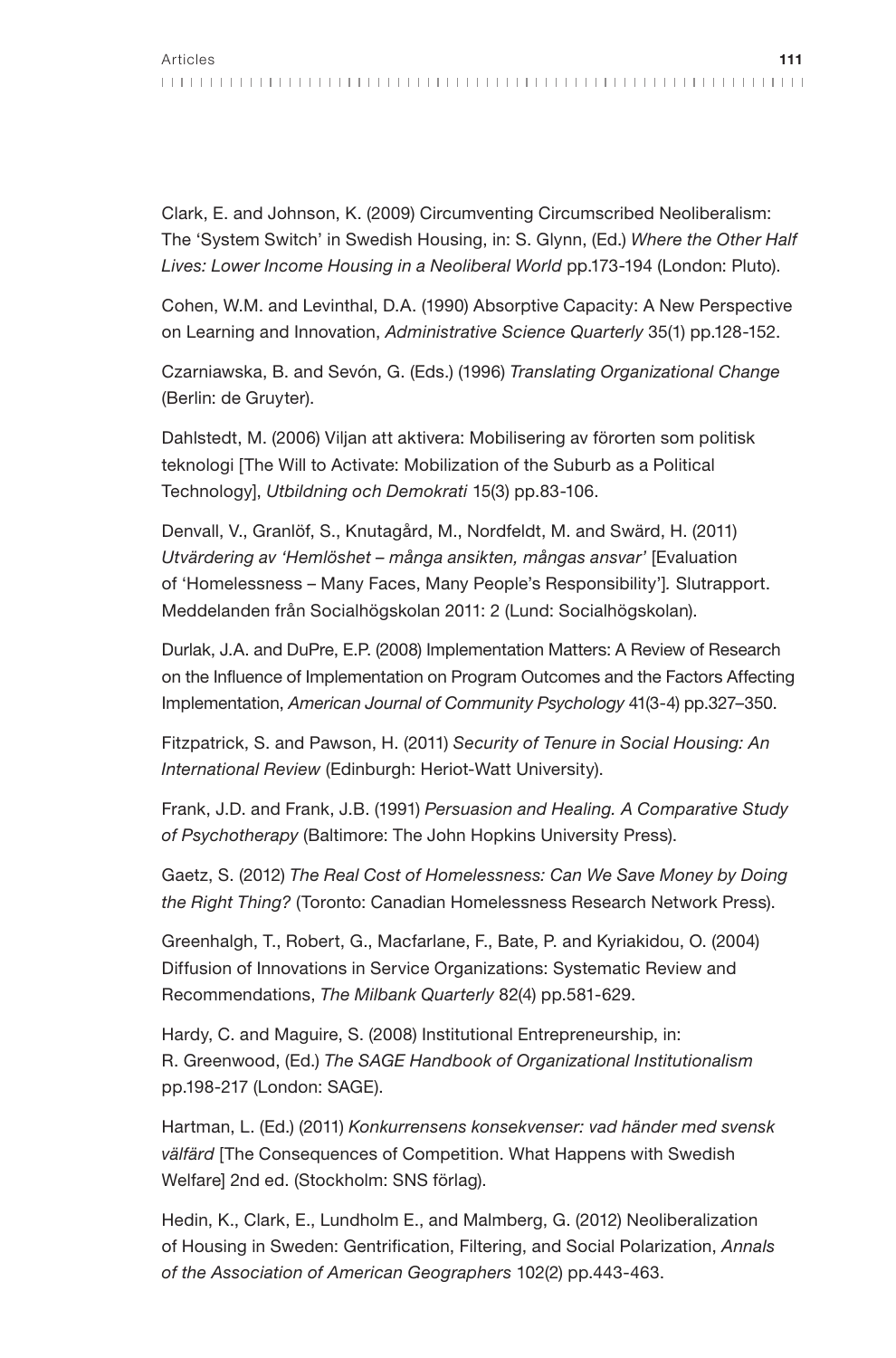Clark, E. and Johnson, K. (2009) Circumventing Circumscribed Neoliberalism: The 'System Switch' in Swedish Housing, in: S. Glynn, (Ed.) *Where the Other Half Lives: Lower Income Housing in a Neoliberal World* pp.173-194 (London: Pluto).

Cohen, W.M. and Levinthal, D.A. (1990) Absorptive Capacity: A New Perspective on Learning and Innovation, *Administrative Science Quarterly* 35(1) pp.128-152.

Czarniawska, B. and Sevón, G. (Eds.) (1996) *Translating Organizational Change* (Berlin: de Gruyter).

Dahlstedt, M. (2006) Viljan att aktivera: Mobilisering av förorten som politisk teknologi [The Will to Activate: Mobilization of the Suburb as a Political Technology], *Utbildning och Demokrati* 15(3) pp.83-106.

Denvall, V., Granlöf, S., Knutagård, M., Nordfeldt, M. and Swärd, H. (2011) *Utvärdering av 'Hemlöshet – många ansikten, mångas ansvar'* [Evaluation of 'Homelessness – Many Faces, Many People's Responsibility']. Slutrapport. Meddelanden från Socialhögskolan 2011: 2 (Lund: Socialhögskolan).

Durlak, J.A. and DuPre, E.P. (2008) Implementation Matters: A Review of Research on the Influence of Implementation on Program Outcomes and the Factors Affecting Implementation, *American Journal of Community Psychology* 41(3-4) pp.327–350.

Fitzpatrick, S. and Pawson, H. (2011) *Security of Tenure in Social Housing: An International Review* (Edinburgh: Heriot-Watt University).

Frank, J.D. and Frank, J.B. (1991) *Persuasion and Healing. A Comparative Study of Psychotherapy* (Baltimore: The John Hopkins University Press).

Gaetz, S. (2012) *The Real Cost of Homelessness: Can We Save Money by Doing the Right Thing?* (Toronto: Canadian Homelessness Research Network Press).

Greenhalgh, T., Robert, G., Macfarlane, F., Bate, P. and Kyriakidou, O. (2004) Diffusion of Innovations in Service Organizations: Systematic Review and Recommendations, *The Milbank Quarterly* 82(4) pp.581-629.

Hardy, C. and Maguire, S. (2008) Institutional Entrepreneurship, in: R. Greenwood, (Ed.) *The SAGE Handbook of Organizational Institutionalism* pp.198-217 (London: SAGE).

Hartman, L. (Ed.) (2011) *Konkurrensens konsekvenser: vad händer med svensk välfärd* [The Consequences of Competition. What Happens with Swedish Welfare] 2nd ed. (Stockholm: SNS förlag).

Hedin, K., Clark, E., Lundholm E., and Malmberg, G. (2012) Neoliberalization of Housing in Sweden: Gentrification, Filtering, and Social Polarization, *Annals of the Association of American Geographers* 102(2) pp.443-463.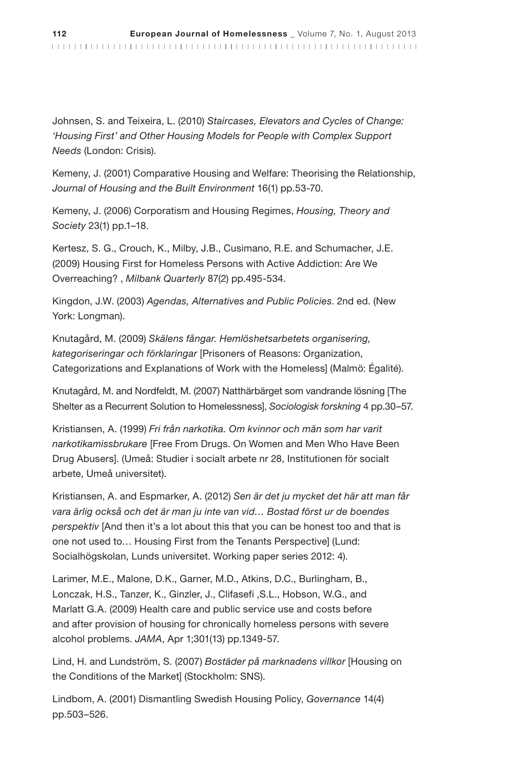Johnsen, S. and Teixeira, L. (2010) *Staircases, Elevators and Cycles of Change: 'Housing First' and Other Housing Models for People with Complex Support Needs* (London: Crisis).

Kemeny, J. (2001) Comparative Housing and Welfare: Theorising the Relationship, *Journal of Housing and the Built Environment* 16(1) pp.53-70.

Kemeny, J. (2006) Corporatism and Housing Regimes, *Housing, Theory and Society* 23(1) pp.1–18.

Kertesz, S. G., Crouch, K., Milby, J.B., Cusimano, R.E. and Schumacher, J.E. (2009) Housing First for Homeless Persons with Active Addiction: Are We Overreaching? , *Milbank Quarterly* 87(2) pp.495-534.

Kingdon, J.W. (2003) *Agendas, Alternatives and Public Policies*. 2nd ed. (New York: Longman).

Knutagård, M. (2009) *Skälens fångar. Hemlöshetsarbetets organisering, kategoriseringar och förklaringar* [Prisoners of Reasons: Organization, Categorizations and Explanations of Work with the Homeless] (Malmö: Égalité).

Knutagård, M. and Nordfeldt, M. (2007) Natthärbärget som vandrande lösning [The Shelter as a Recurrent Solution to Homelessness], *Sociologisk forskning* 4 pp.30–57.

Kristiansen, A. (1999) *Fri från narkotika. Om kvinnor och män som har varit narkotikamissbrukare* [Free From Drugs. On Women and Men Who Have Been Drug Abusers]. (Umeå: Studier i socialt arbete nr 28, Institutionen för socialt arbete, Umeå universitet).

Kristiansen, A. and Espmarker, A. (2012) *Sen är det ju mycket det här att man får vara ärlig också och det är man ju inte van vid… Bostad först ur de boendes perspektiv* [And then it's a lot about this that you can be honest too and that is one not used to… Housing First from the Tenants Perspective] (Lund: Socialhögskolan, Lunds universitet. Working paper series 2012: 4).

Larimer, M.E., Malone, D.K., Garner, M.D., Atkins, D.C., Burlingham, B., Lonczak, H.S., Tanzer, K., Ginzler, J., Clifasefi ,S.L., Hobson, W.G., and Marlatt G.A. (2009) Health care and public service use and costs before and after provision of housing for chronically homeless persons with severe alcohol problems. *JAMA*, Apr 1;301(13) pp.1349-57.

Lind, H. and Lundström, S. (2007) *Bostäder på marknadens villkor* [Housing on the Conditions of the Market] (Stockholm: SNS).

Lindbom, A. (2001) Dismantling Swedish Housing Policy, *Governance* 14(4) pp.503–526.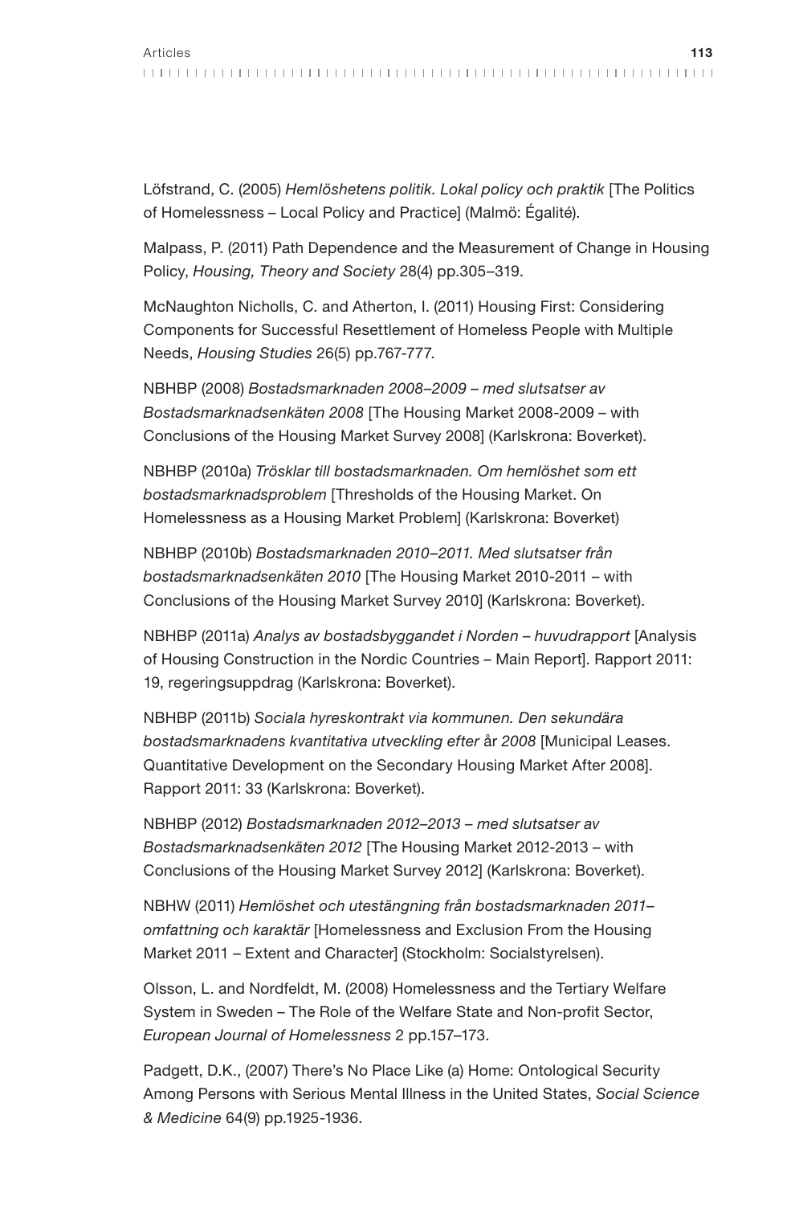Löfstrand, C. (2005) *Hemlöshetens politik. Lokal policy och praktik* [The Politics of Homelessness – Local Policy and Practice] (Malmö: Égalité).

Malpass, P. (2011) Path Dependence and the Measurement of Change in Housing Policy, *Housing, Theory and Society* 28(4) pp.305–319.

McNaughton Nicholls, C. and Atherton, I. (2011) Housing First: Considering Components for Successful Resettlement of Homeless People with Multiple Needs, *Housing Studies* 26(5) pp.767-777.

NBHBP (2008) *Bostadsmarknaden 2008–2009 – med slutsatser av Bostadsmarknadsenkäten 2008* [The Housing Market 2008-2009 – with Conclusions of the Housing Market Survey 2008] (Karlskrona: Boverket).

NBHBP (2010a) *Trösklar till bostadsmarknaden. Om hemlöshet som ett bostadsmarknadsproblem* [Thresholds of the Housing Market. On Homelessness as a Housing Market Problem] (Karlskrona: Boverket)

NBHBP (2010b) *Bostadsmarknaden 2010–2011. Med slutsatser från bostadsmarknadsenkäten 2010* [The Housing Market 2010-2011 – with Conclusions of the Housing Market Survey 2010] (Karlskrona: Boverket).

NBHBP (2011a) *Analys av bostadsbyggandet i Norden – huvudrapport* [Analysis of Housing Construction in the Nordic Countries – Main Report]. Rapport 2011: 19, regeringsuppdrag (Karlskrona: Boverket).

NBHBP (2011b) *Sociala hyreskontrakt via kommunen. Den sekundära bostadsmarknadens kvantitativa utveckling efter* år *2008* [Municipal Leases. Quantitative Development on the Secondary Housing Market After 2008]. Rapport 2011: 33 (Karlskrona: Boverket).

NBHBP (2012) *Bostadsmarknaden 2012–2013 – med slutsatser av Bostadsmarknadsenkäten 2012* [The Housing Market 2012-2013 – with Conclusions of the Housing Market Survey 2012] (Karlskrona: Boverket).

NBHW (2011) *Hemlöshet och utestängning från bostadsmarknaden 2011– omfattning och karaktär* [Homelessness and Exclusion From the Housing Market 2011 – Extent and Character] (Stockholm: Socialstyrelsen).

Olsson, L. and Nordfeldt, M. (2008) Homelessness and the Tertiary Welfare System in Sweden – The Role of the Welfare State and Non-profit Sector, *European Journal of Homelessness* 2 pp.157–173.

Padgett, D.K., (2007) There's No Place Like (a) Home: Ontological Security Among Persons with Serious Mental Illness in the United States, *Social Science & Medicine* 64(9) pp.1925-1936.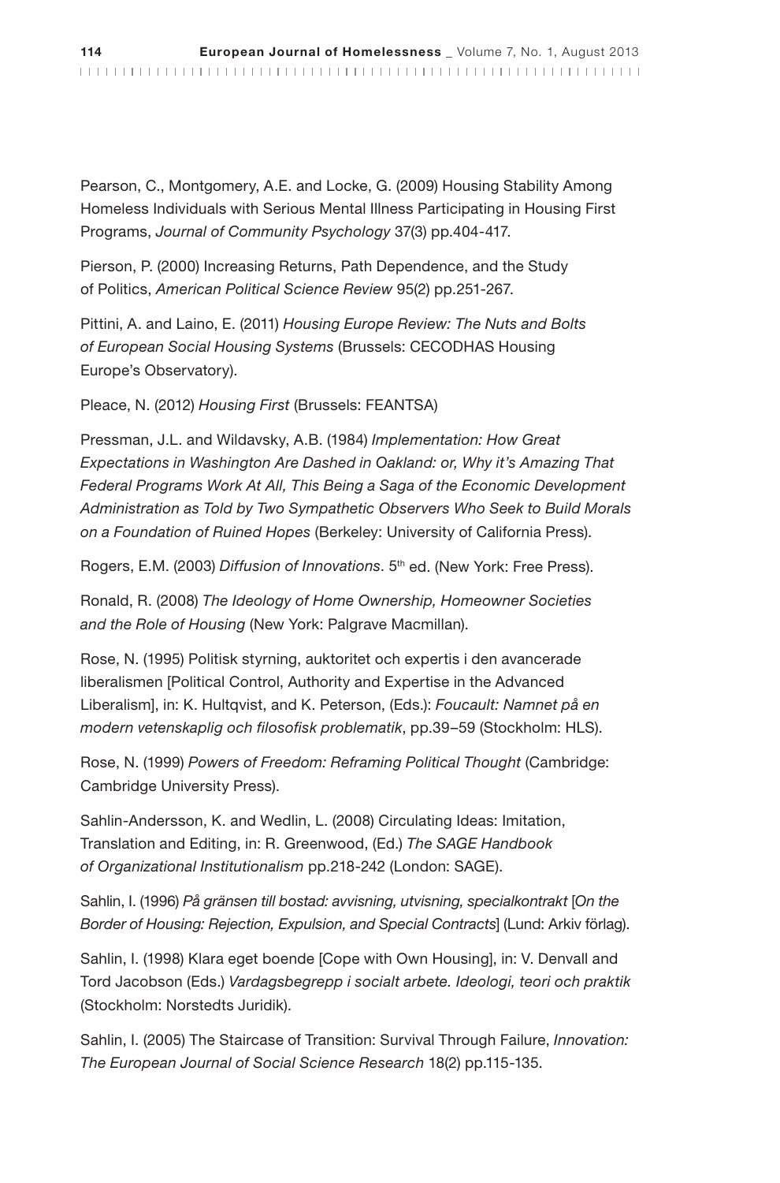Pearson, C., Montgomery, A.E. and Locke, G. (2009) Housing Stability Among Homeless Individuals with Serious Mental Illness Participating in Housing First Programs, *Journal of Community Psychology* 37(3) pp.404-417.

Pierson, P. (2000) Increasing Returns, Path Dependence, and the Study of Politics, *American Political Science Review* 95(2) pp.251-267.

Pittini, A. and Laino, E. (2011) *Housing Europe Review: The Nuts and Bolts of European Social Housing Systems* (Brussels: CECODHAS Housing Europe's Observatory).

Pleace, N. (2012) *Housing First* (Brussels: FEANTSA)

Pressman, J.L. and Wildavsky, A.B. (1984) *Implementation: How Great Expectations in Washington Are Dashed in Oakland: or, Why it's Amazing That Federal Programs Work At All, This Being a Saga of the Economic Development Administration as Told by Two Sympathetic Observers Who Seek to Build Morals on a Foundation of Ruined Hopes* (Berkeley: University of California Press).

Rogers, E.M. (2003) *Diffusion of Innovations*. 5th ed. (New York: Free Press).

Ronald, R. (2008) *The Ideology of Home Ownership, Homeowner Societies and the Role of Housing* (New York: Palgrave Macmillan).

Rose, N. (1995) Politisk styrning, auktoritet och expertis i den avancerade liberalismen [Political Control, Authority and Expertise in the Advanced Liberalism], in: K. Hultqvist, and K. Peterson, (Eds.): *Foucault: Namnet på en modern vetenskaplig och filosofisk problematik*, pp.39–59 (Stockholm: HLS).

Rose, N. (1999) *Powers of Freedom: Reframing Political Thought* (Cambridge: Cambridge University Press).

Sahlin-Andersson, K. and Wedlin, L. (2008) Circulating Ideas: Imitation, Translation and Editing, in: R. Greenwood, (Ed.) *The SAGE Handbook of Organizational Institutionalism* pp.218-242 (London: SAGE).

Sahlin, I. (1996) *På gränsen till bostad: avvisning, utvisning, specialkontrakt* [*On the Border of Housing: Rejection, Expulsion, and Special Contracts*] (Lund: Arkiv förlag).

Sahlin, I. (1998) Klara eget boende [Cope with Own Housing], in: V. Denvall and Tord Jacobson (Eds.) *Vardagsbegrepp i socialt arbete. Ideologi, teori och praktik* (Stockholm: Norstedts Juridik).

Sahlin, I. (2005) The Staircase of Transition: Survival Through Failure, *Innovation: The European Journal of Social Science Research* 18(2) pp.115-135.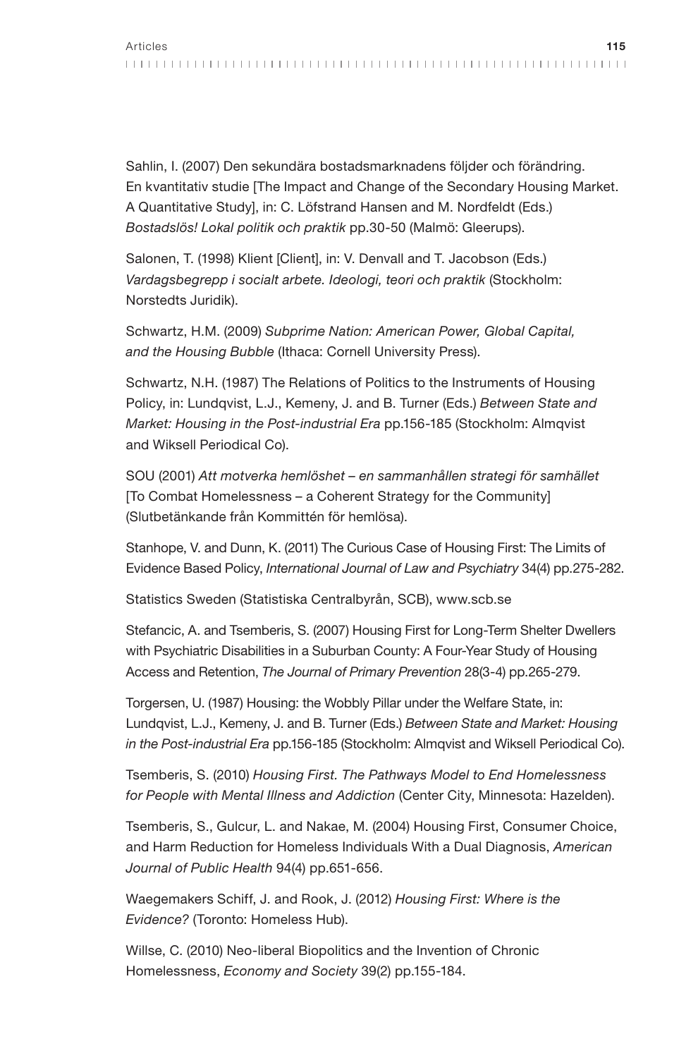Sahlin, I. (2007) Den sekundära bostadsmarknadens följder och förändring. En kvantitativ studie [The Impact and Change of the Secondary Housing Market. A Quantitative Study], in: C. Löfstrand Hansen and M. Nordfeldt (Eds.) *Bostadslös! Lokal politik och praktik* pp.30-50 (Malmö: Gleerups).

Salonen, T. (1998) Klient [Client], in: V. Denvall and T. Jacobson (Eds.) *Vardagsbegrepp i socialt arbete. Ideologi, teori och praktik* (Stockholm: Norstedts Juridik).

Schwartz, H.M. (2009) *Subprime Nation: American Power, Global Capital, and the Housing Bubble* (Ithaca: Cornell University Press).

Schwartz, N.H. (1987) The Relations of Politics to the Instruments of Housing Policy, in: Lundqvist, L.J., Kemeny, J. and B. Turner (Eds.) *Between State and Market: Housing in the Post-industrial Era* pp.156-185 (Stockholm: Almqvist and Wiksell Periodical Co).

SOU (2001) *Att motverka hemlöshet – en sammanhållen strategi för samhället* [To Combat Homelessness – a Coherent Strategy for the Community] (Slutbetänkande från Kommittén för hemlösa).

Stanhope, V. and Dunn, K. (2011) The Curious Case of Housing First: The Limits of Evidence Based Policy, *International Journal of Law and Psychiatry* 34(4) pp.275-282.

Statistics Sweden (Statistiska Centralbyrån, SCB), www.scb.se

Stefancic, A. and Tsemberis, S. (2007) Housing First for Long-Term Shelter Dwellers with Psychiatric Disabilities in a Suburban County: A Four-Year Study of Housing Access and Retention, *The Journal of Primary Prevention* 28(3-4) pp.265-279.

Torgersen, U. (1987) Housing: the Wobbly Pillar under the Welfare State, in: Lundqvist, L.J., Kemeny, J. and B. Turner (Eds.) *Between State and Market: Housing in the Post-industrial Era* pp.156-185 (Stockholm: Almqvist and Wiksell Periodical Co).

Tsemberis, S. (2010) *Housing First. The Pathways Model to End Homelessness for People with Mental Illness and Addiction* (Center City, Minnesota: Hazelden).

Tsemberis, S., Gulcur, L. and Nakae, M. (2004) Housing First, Consumer Choice, and Harm Reduction for Homeless Individuals With a Dual Diagnosis, *American Journal of Public Health* 94(4) pp.651-656.

Waegemakers Schiff, J. and Rook, J. (2012) *Housing First: Where is the Evidence?* (Toronto: Homeless Hub).

Willse, C. (2010) Neo-liberal Biopolitics and the Invention of Chronic Homelessness, *Economy and Society* 39(2) pp.155-184.